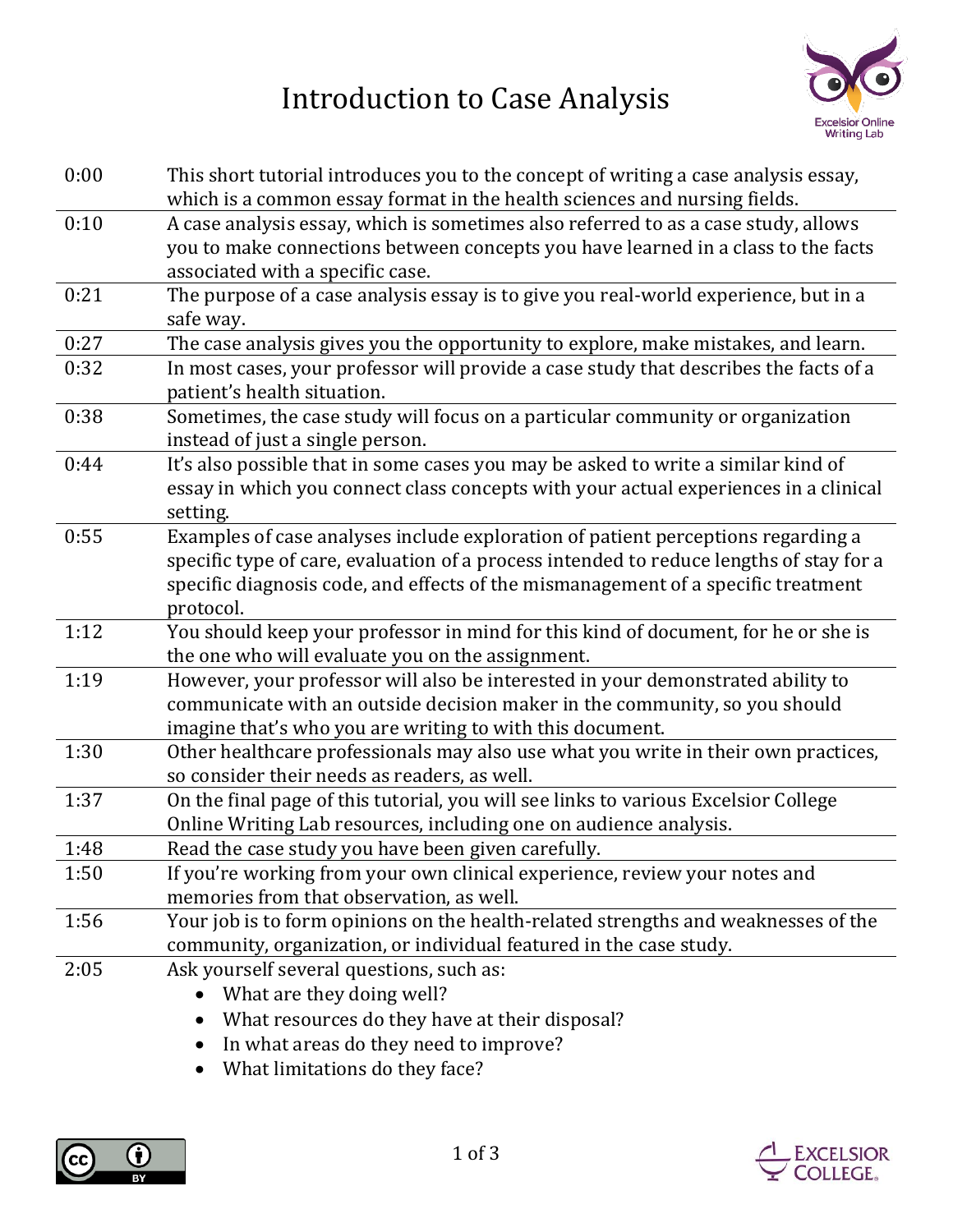# Introduction to Case Analysis

| | |
|---|---|
| 0:00 | This short tutorial introduces you to the concept of writing a case analysis essay, which is a common essay format in the health sciences and nursing fields. |
| 0:10 | A case analysis essay, which is sometimes also referred to as a case study, allows you to make connections between concepts you have learned in a class to the facts associated with a specific case. |
| 0:21 | The purpose of a case analysis essay is to give you real-world experience, but in a safe way. |
| 0:27 | The case analysis gives you the opportunity to explore, make mistakes, and learn. |
| 0:32 | In most cases, your professor will provide a case study that describes the facts of a patient's health situation. |
| 0:38 | Sometimes, the case study will focus on a particular community or organization instead of just a single person. |
| 0:44 | It's also possible that in some cases you may be asked to write a similar kind of essay in which you connect class concepts with your actual experiences in a clinical setting. |
| 0:55 | Examples of case analyses include exploration of patient perceptions regarding a specific type of care, evaluation of a process intended to reduce lengths of stay for a specific diagnosis code, and effects of the mismanagement of a specific treatment protocol. |
| 1:12 | You should keep your professor in mind for this kind of document, for he or she is the one who will evaluate you on the assignment. |
| 1:19 | However, your professor will also be interested in your demonstrated ability to communicate with an outside decision maker in the community, so you should imagine that's who you are writing to with this document. |
| 1:30 | Other healthcare professionals may also use what you write in their own practices, so consider their needs as readers, as well. |
| 1:37 | On the final page of this tutorial, you will see links to various Excelsior College Online Writing Lab resources, including one on audience analysis. |
| 1:48 | Read the case study you have been given carefully. |
| 1:50 | If you're working from your own clinical experience, review your notes and memories from that observation, as well. |
| 1:56 | Your job is to form opinions on the health-related strengths and weaknesses of the community, organization, or individual featured in the case study. |
| 2:05 | Ask yourself several questions, such as:<br>• What are they doing well?<br>• What resources do they have at their disposal?<br>• In what areas do they need to improve?<br>• What limitations do they face? |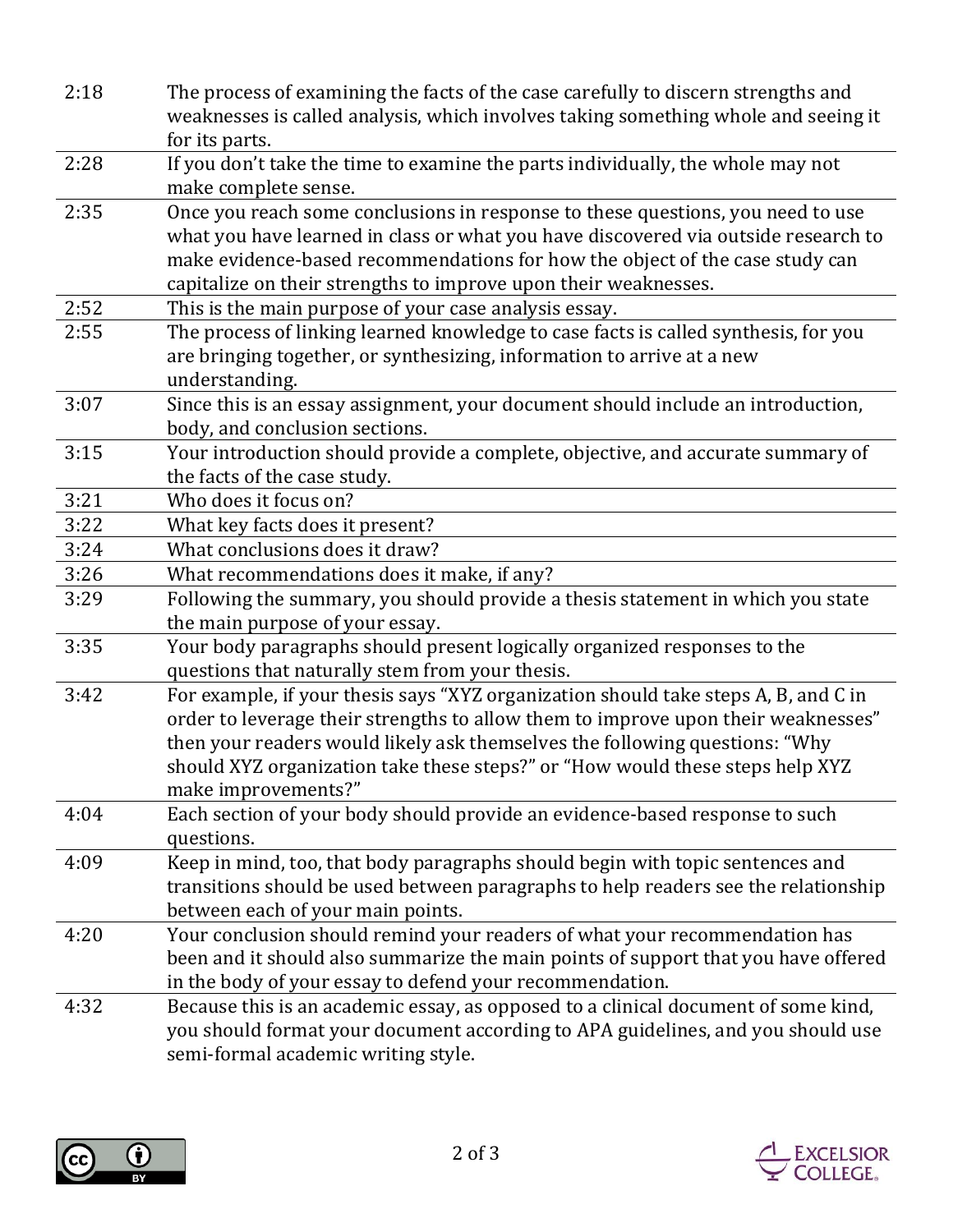| | |
|---|---|
| 2:18 | The process of examining the facts of the case carefully to discern strengths and weaknesses is called analysis, which involves taking something whole and seeing it for its parts. |
| 2:28 | If you don't take the time to examine the parts individually, the whole may not make complete sense. |
| 2:35 | Once you reach some conclusions in response to these questions, you need to use what you have learned in class or what you have discovered via outside research to make evidence-based recommendations for how the object of the case study can capitalize on their strengths to improve upon their weaknesses. |
| 2:52 | This is the main purpose of your case analysis essay. |
| 2:55 | The process of linking learned knowledge to case facts is called synthesis, for you are bringing together, or synthesizing, information to arrive at a new understanding. |
| 3:07 | Since this is an essay assignment, your document should include an introduction, body, and conclusion sections. |
| 3:15 | Your introduction should provide a complete, objective, and accurate summary of the facts of the case study. |
| 3:21 | Who does it focus on? |
| 3:22 | What key facts does it present? |
| 3:24 | What conclusions does it draw? |
| 3:26 | What recommendations does it make, if any? |
| 3:29 | Following the summary, you should provide a thesis statement in which you state the main purpose of your essay. |
| 3:35 | Your body paragraphs should present logically organized responses to the questions that naturally stem from your thesis. |
| 3:42 | For example, if your thesis says "XYZ organization should take steps A, B, and C in order to leverage their strengths to allow them to improve upon their weaknesses" then your readers would likely ask themselves the following questions: "Why should XYZ organization take these steps?" or "How would these steps help XYZ make improvements?" |
| 4:04 | Each section of your body should provide an evidence-based response to such questions. |
| 4:09 | Keep in mind, too, that body paragraphs should begin with topic sentences and transitions should be used between paragraphs to help readers see the relationship between each of your main points. |
| 4:20 | Your conclusion should remind your readers of what your recommendation has been and it should also summarize the main points of support that you have offered in the body of your essay to defend your recommendation. |
| 4:32 | Because this is an academic essay, as opposed to a clinical document of some kind, you should format your document according to APA guidelines, and you should use semi-formal academic writing style. |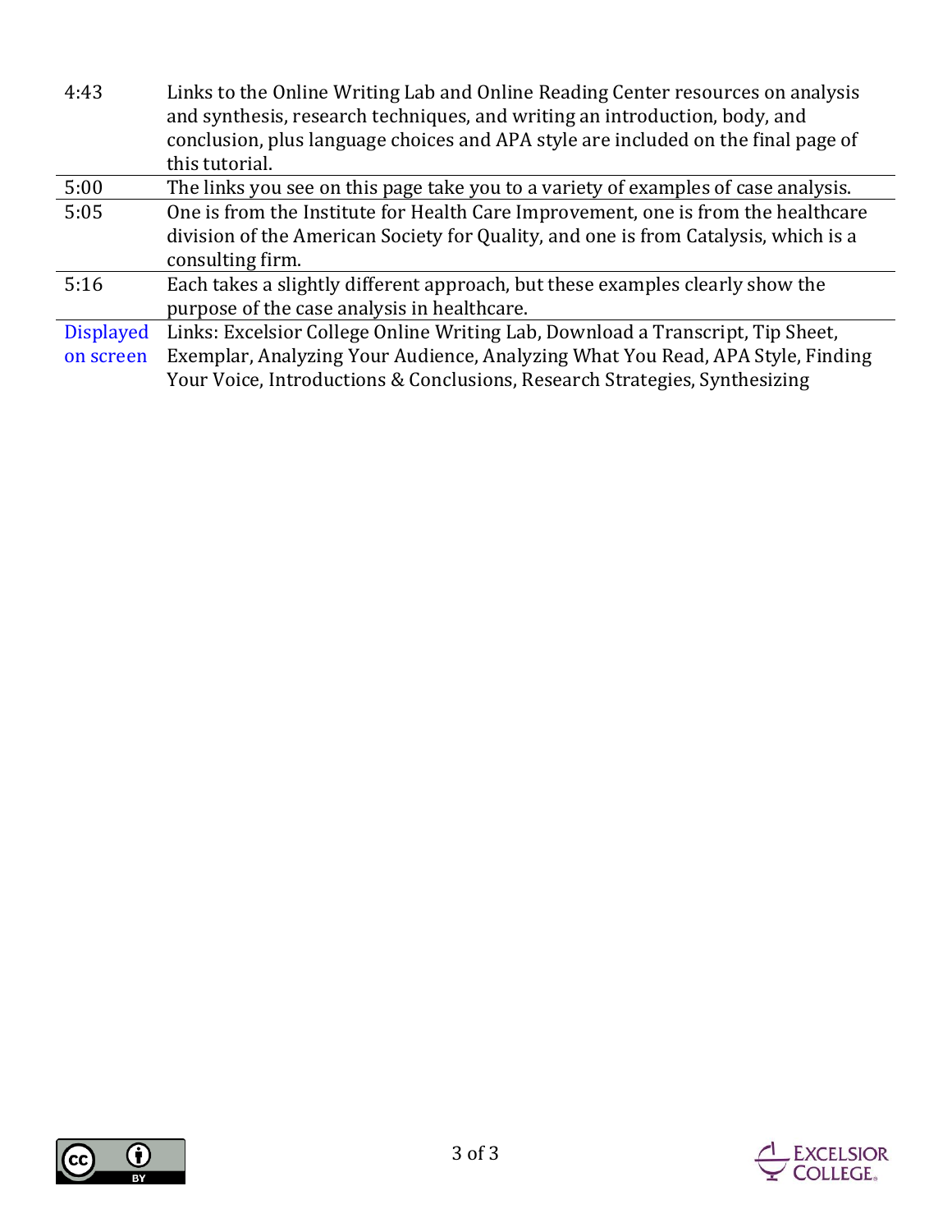| | |
|---|---|
| 4:43 | Links to the Online Writing Lab and Online Reading Center resources on analysis and synthesis, research techniques, and writing an introduction, body, and conclusion, plus language choices and APA style are included on the final page of this tutorial. |
| 5:00 | The links you see on this page take you to a variety of examples of case analysis. |
| 5:05 | One is from the Institute for Health Care Improvement, one is from the healthcare division of the American Society for Quality, and one is from Catalysis, which is a consulting firm. |
| 5:16 | Each takes a slightly different approach, but these examples clearly show the purpose of the case analysis in healthcare. |
| Displayed on screen | Links: Excelsior College Online Writing Lab, Download a Transcript, Tip Sheet, Exemplar, Analyzing Your Audience, Analyzing What You Read, APA Style, Finding Your Voice, Introductions & Conclusions, Research Strategies, Synthesizing |